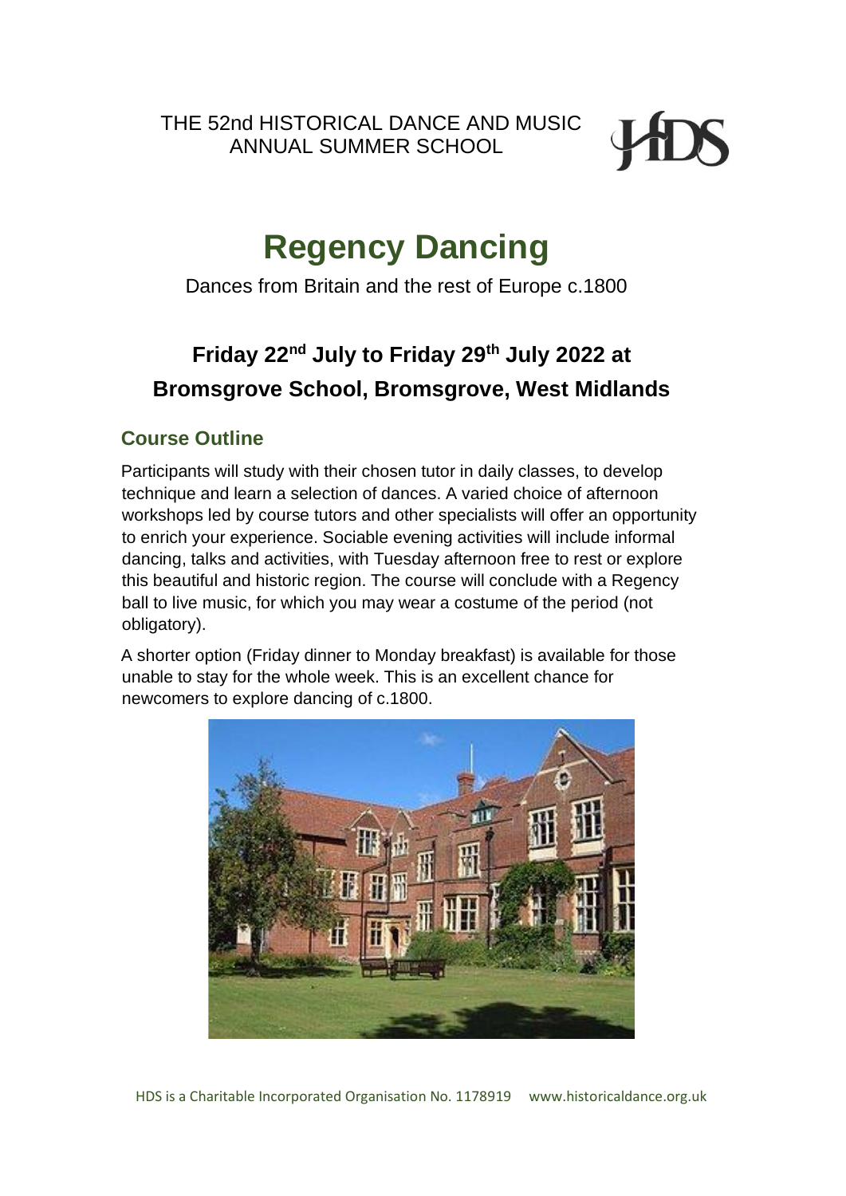THE 52nd HISTORICAL DANCE AND MUSIC ANNUAL SUMMER SCHOOL

# Regency Dancing

Dances from Britain and the rest of Europe c.1800

## Friday 22nd July to Friday 29th July 2022 at Bromsgrove School, Bromsgrove, West Midlands

### Course Outline

Participants will study with their chosen tutor in daily classes, to develop technique and learn a selection of dances. A varied choice of afternoon workshops led by course tutors and other specialists will offer an opportunity to enrich your experience. Sociable evening activities will include informal dancing, talks and activities, with Tuesday afternoon free to rest or explore this beautiful and historic region. The course will conclude with a Regency ball to live music, for which you may wear a costume of the period (not obligatory).

A shorter option (Friday dinner to Monday breakfast) is available for those unable to stay for the whole week. This is an excellent chance for newcomers to explore dancing of c.1800.

HDS is a Charitable Incorporated Organisation No. 1178919 www.historicaldance.org.uk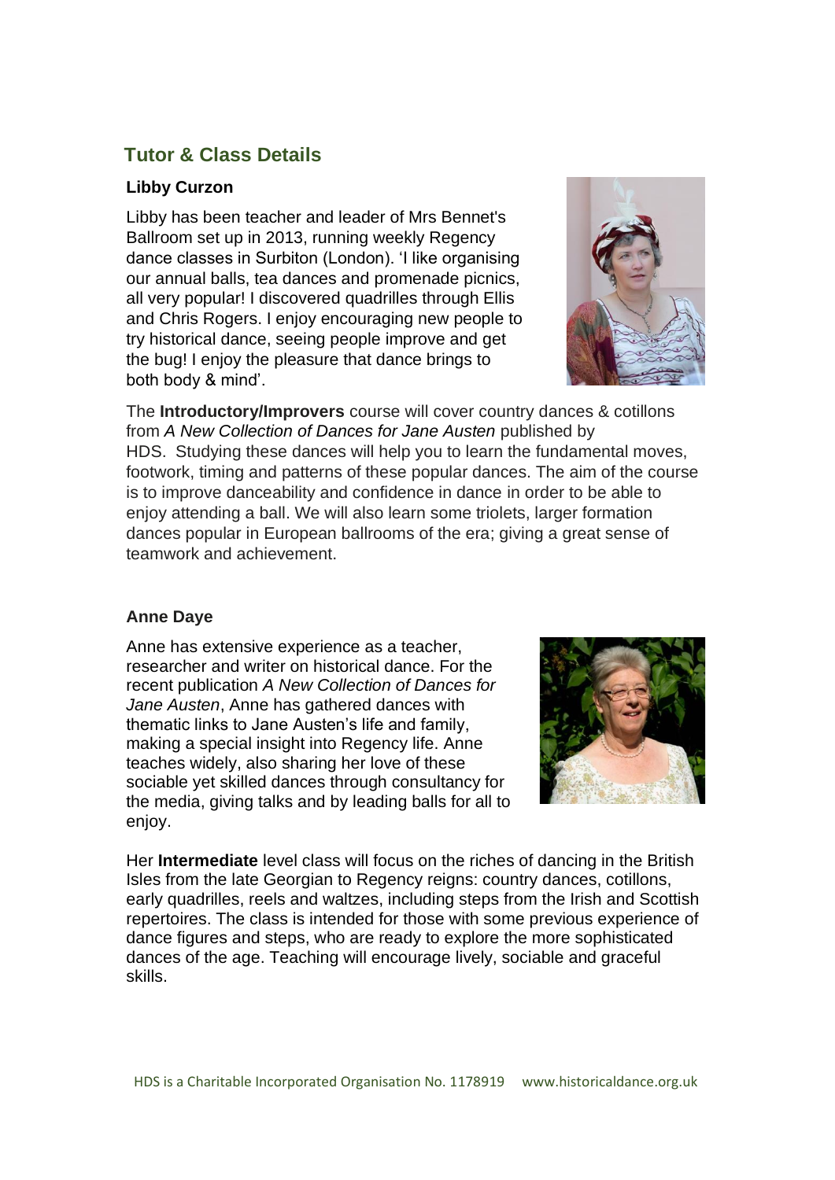## Tutor & Class Details

### Libby Curzon

Libby has been teacher and leader of Mrs Bennet's Ballroom set up in 2013, running weekly Regency dance classes in Surbiton (London). 'I like organising our annual balls, tea dances and promenade picnics, all very popular! I discovered quadrilles through Ellis and Chris Rogers. I enjoy encouraging new people to try historical dance, seeing people improve and get the bug! I enjoy the pleasure that dance brings to both body & mind'.

The **Introductory/Improvers** course will cover country dances & cotillons from *A New Collection of Dances for Jane Austen* published by HDS. Studying these dances will help you to learn the fundamental moves, footwork, timing and patterns of these popular dances. The aim of the course is to improve danceability and confidence in dance in order to be able to enjoy attending a ball. We will also learn some triolets, larger formation dances popular in European ballrooms of the era; giving a great sense of teamwork and achievement.

### Anne Daye

Anne has extensive experience as a teacher, researcher and writer on historical dance. For the recent publication *A New Collection of Dances for Jane Austen*, Anne has gathered dances with thematic links to Jane Austen's life and family, making a special insight into Regency life. Anne teaches widely, also sharing her love of these sociable yet skilled dances through consultancy for the media, giving talks and by leading balls for all to enjoy.

Her **Intermediate** level class will focus on the riches of dancing in the British Isles from the late Georgian to Regency reigns: country dances, cotillons, early quadrilles, reels and waltzes, including steps from the Irish and Scottish repertoires. The class is intended for those with some previous experience of dance figures and steps, who are ready to explore the more sophisticated dances of the age. Teaching will encourage lively, sociable and graceful skills.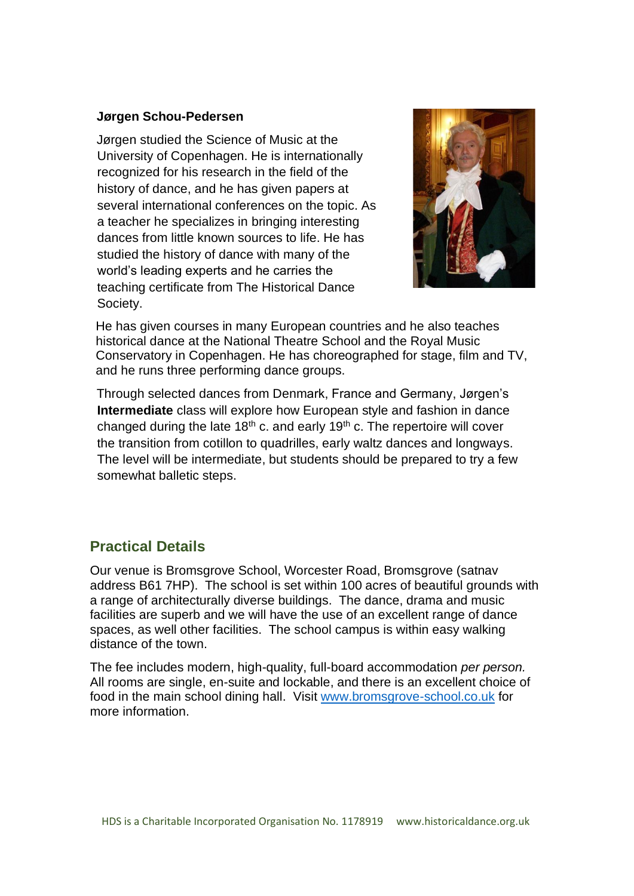**Jørgen Schou-Pedersen**

Jørgen studied the Science of Music at the University of Copenhagen. He is internationally recognized for his research in the field of the history of dance, and he has given papers at several international conferences on the topic. As a teacher he specializes in bringing interesting dances from little known sources to life. He has studied the history of dance with many of the world's leading experts and he carries the teaching certificate from The Historical Dance Society.

He has given courses in many European countries and he also teaches historical dance at the National Theatre School and the Royal Music Conservatory in Copenhagen. He has choreographed for stage, film and TV, and he runs three performing dance groups.

Through selected dances from Denmark, France and Germany, Jørgen's **Intermediate** class will explore how European style and fashion in dance changed during the late 18th c. and early 19th c. The repertoire will cover the transition from cotillon to quadrilles, early waltz dances and longways. The level will be intermediate, but students should be prepared to try a few somewhat balletic steps.

## Practical Details

Our venue is Bromsgrove School, Worcester Road, Bromsgrove (satnav address B61 7HP). The school is set within 100 acres of beautiful grounds with a range of architecturally diverse buildings. The dance, drama and music facilities are superb and we will have the use of an excellent range of dance spaces, as well other facilities. The school campus is within easy walking distance of the town.

The fee includes modern, high-quality, full-board accommodation *per person.* All rooms are single, en-suite and lockable, and there is an excellent choice of food in the main school dining hall. Visit [www.bromsgrove-school.co.uk](http://www.bromsgrove-school.co.uk) for more information.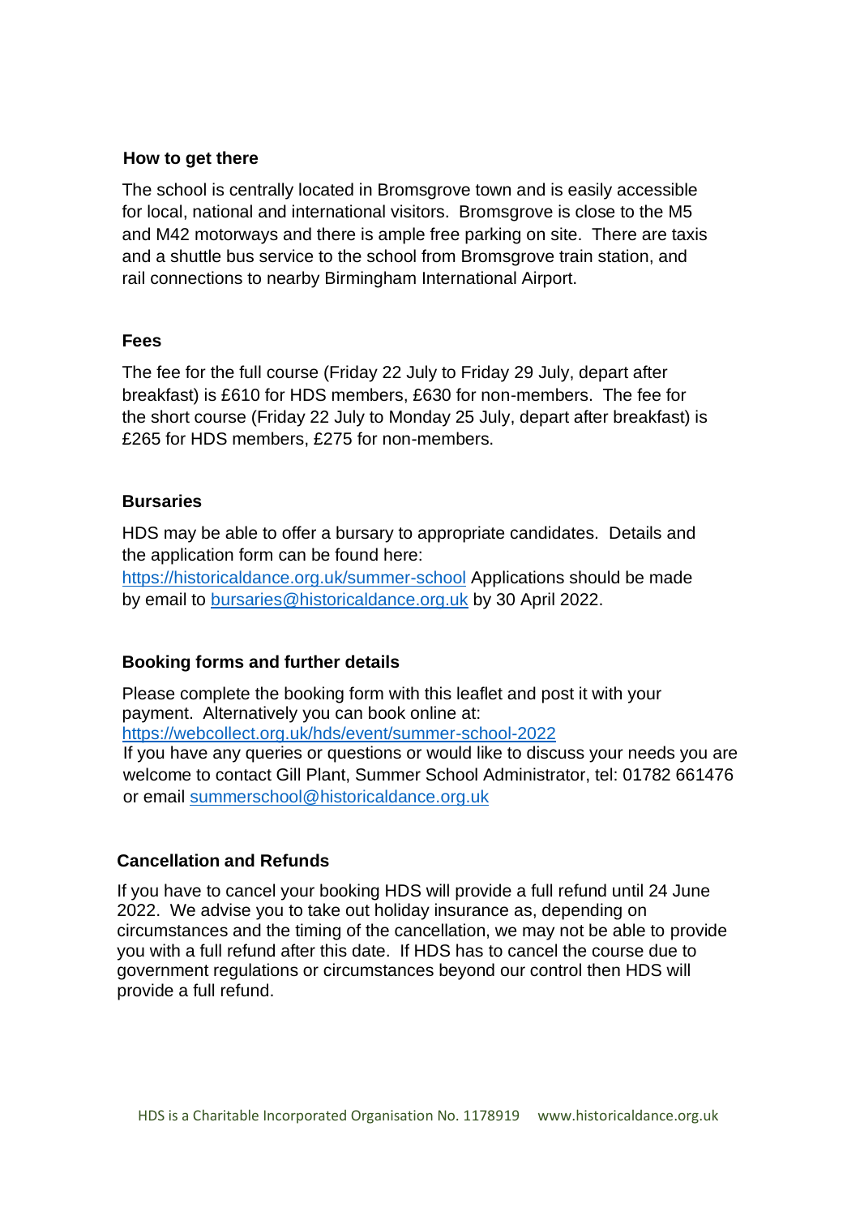## How to get there

The school is centrally located in Bromsgrove town and is easily accessible for local, national and international visitors. Bromsgrove is close to the M5 and M42 motorways and there is ample free parking on site. There are taxis and a shuttle bus service to the school from Bromsgrove train station, and rail connections to nearby Birmingham International Airport.

## Fees

The fee for the full course (Friday 22 July to Friday 29 July, depart after breakfast) is £610 for HDS members, £630 for non-members. The fee for the short course (Friday 22 July to Monday 25 July, depart after breakfast) is £265 for HDS members, £275 for non-members.

## Bursaries

HDS may be able to offer a bursary to appropriate candidates. Details and the application form can be found here: https://historicaldance.org.uk/summer-school Applications should be made by email to bursaries@historicaldance.org.uk by 30 April 2022.

## Booking forms and further details

Please complete the booking form with this leaflet and post it with your payment. Alternatively you can book online at: https://webcollect.org.uk/hds/event/summer-school-2022

If you have any queries or questions or would like to discuss your needs you are welcome to contact Gill Plant, Summer School Administrator, tel: 01782 661476 or email summerschool@historicaldance.org.uk

## Cancellation and Refunds

If you have to cancel your booking HDS will provide a full refund until 24 June 2022. We advise you to take out holiday insurance as, depending on circumstances and the timing of the cancellation, we may not be able to provide you with a full refund after this date. If HDS has to cancel the course due to government regulations or circumstances beyond our control then HDS will provide a full refund.

HDS is a Charitable Incorporated Organisation No. 1178919 www.historicaldance.org.uk